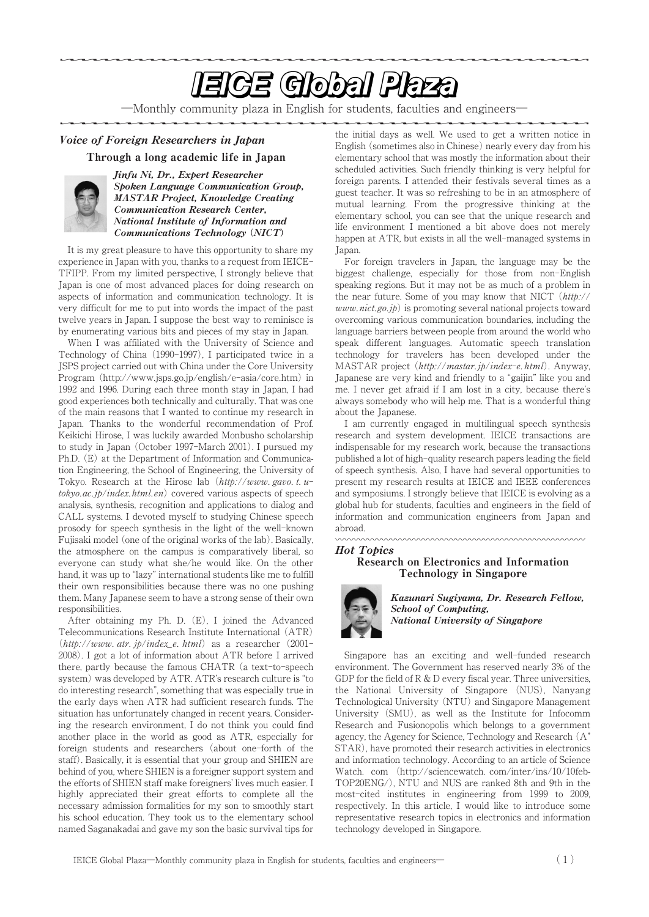# IEICE Global Plaza

—Monthly community plaza in English for students, faculties and engineers—

## *Voice of Foreign Researchers in Japan*

### Through a long academic life in Japan

***Jinfu Ni, Dr., Expert Researcher***
***Spoken Language Communication Group, MASTAR Project, Knowledge Creating Communication Research Center, National Institute of Information and Communications Technology (NICT)***

It is my great pleasure to have this opportunity to share my experience in Japan with you, thanks to a request from IEICE-TFIPP. From my limited perspective, I strongly believe that Japan is one of most advanced places for doing research on aspects of information and communication technology. It is very difficult for me to put into words the impact of the past twelve years in Japan. I suppose the best way to reminisce is by enumerating various bits and pieces of my stay in Japan.

When I was affiliated with the University of Science and Technology of China (1990-1997), I participated twice in a JSPS project carried out with China under the Core University Program (http://www.jsps.go.jp/english/e-asia/core.htm) in 1992 and 1996. During each three month stay in Japan, I had good experiences both technically and culturally. That was one of the main reasons that I wanted to continue my research in Japan. Thanks to the wonderful recommendation of Prof. Keikichi Hirose, I was luckily awarded Monbusho scholarship to study in Japan (October 1997-March 2001). I pursued my Ph.D. (E) at the Department of Information and Communication Engineering, the School of Engineering, the University of Tokyo. Research at the Hirose lab (*http://www.gavo.t.u-tokyo.ac.jp/index.html.en*) covered various aspects of speech analysis, synthesis, recognition and applications to dialog and CALL systems. I devoted myself to studying Chinese speech prosody for speech synthesis in the light of the well-known Fujisaki model (one of the original works of the lab). Basically, the atmosphere on the campus is comparatively liberal, so everyone can study what she/he would like. On the other hand, it was up to "lazy" international students like me to fulfill their own responsibilities because there was no one pushing them. Many Japanese seem to have a strong sense of their own responsibilities.

After obtaining my Ph. D. (E), I joined the Advanced Telecommunications Research Institute International (ATR) (*http://www.atr.jp/index_e.html*) as a researcher (2001-2008). I got a lot of information about ATR before I arrived there, partly because the famous CHATR (a text-to-speech system) was developed by ATR. ATR's research culture is true is "to do interesting research", something that was especially true in the early days when ATR had sufficient research funds. The situation has unfortunately changed in recent years. Considering the research environment, I do not think you could find another place in the world as good as ATR, especially for foreign students and researchers (about one-forth of the staff). Basically, it is essential that your group and SHIEN are behind of you, where SHIEN is a foreigner support system and the efforts of SHIEN staff make foreigners' lives much easier. I highly appreciated their great efforts to complete all the necessary admission formalities for my son to smoothly start his school education. They took us to the elementary school named Saganakadai and gave my son the basic survival tips for the initial days as well. We used to get a written notice in English (sometimes also in Chinese) nearly every day from his elementary school that was mostly the information about their scheduled activities. Such friendly thinking is very helpful for foreign parents. I attended their festivals several times as a guest teacher. It was so refreshing to be in an atmosphere of mutual learning. From the progressive thinking at the elementary school, you can see that the unique research and life environment I mentioned a bit above does not merely happen at ATR, but exists in all the well-managed systems in Japan.

For foreign travelers in Japan, the language may be the biggest challenge, especially for those from non-English speaking regions. But it may not be as much of a problem in the near future. Some of you may know that NICT (*http://www.nict.go.jp*) is promoting several national projects toward overcoming various communication boundaries, including the language barriers between people from around the world who speak different languages. Automatic speech translation technology for travelers has been developed under the MASTAR project (*http://mastar.jp/index-e.html*). Anyway, Japanese are very kind and friendly to a "gaijin" like you and me. I never get afraid if I am lost in a city, because there's always somebody who will help me. That is a wonderful thing about the Japanese.

I am currently engaged in multilingual speech synthesis research and system development. IEICE transactions are indispensable for my research work, because the transactions published a lot of high-quality research papers leading the field of speech synthesis. Also, I have had several opportunities to present my research results at IEICE and IEEE conferences and symposiums. I strongly believe that IEICE is evolving as a global hub for students, faculties and engineers in the field of information and communication engineers from Japan and abroad.

## *Hot Topics*

### Research on Electronics and Information Technology in Singapore

***Kazunari Sugiyama, Dr. Research Fellow, School of Computing, National University of Singapore***

Singapore has an exciting and well-funded research environment. The Government has reserved nearly 3% of the GDP for the field of R & D every fiscal year. Three universities, the National University of Singapore (NUS), Nanyang Technological University (NTU) and Singapore Management University (SMU), as well as the Institute for Infocomm Research and Fusionopolis which belongs to a government agency, the Agency for Science, Technology and Research (A* STAR), have promoted their research activities in electronics and information technology. According to an article of Science Watch. com (http://sciencewatch.com/inter/ins/10/10feb-TOP20ENG/), NTU and NUS are ranked 8th and 9th in the most-cited institutes in engineering from 1999 to 2009, respectively. In this article, I would like to introduce some representative research topics in electronics and information technology developed in Singapore.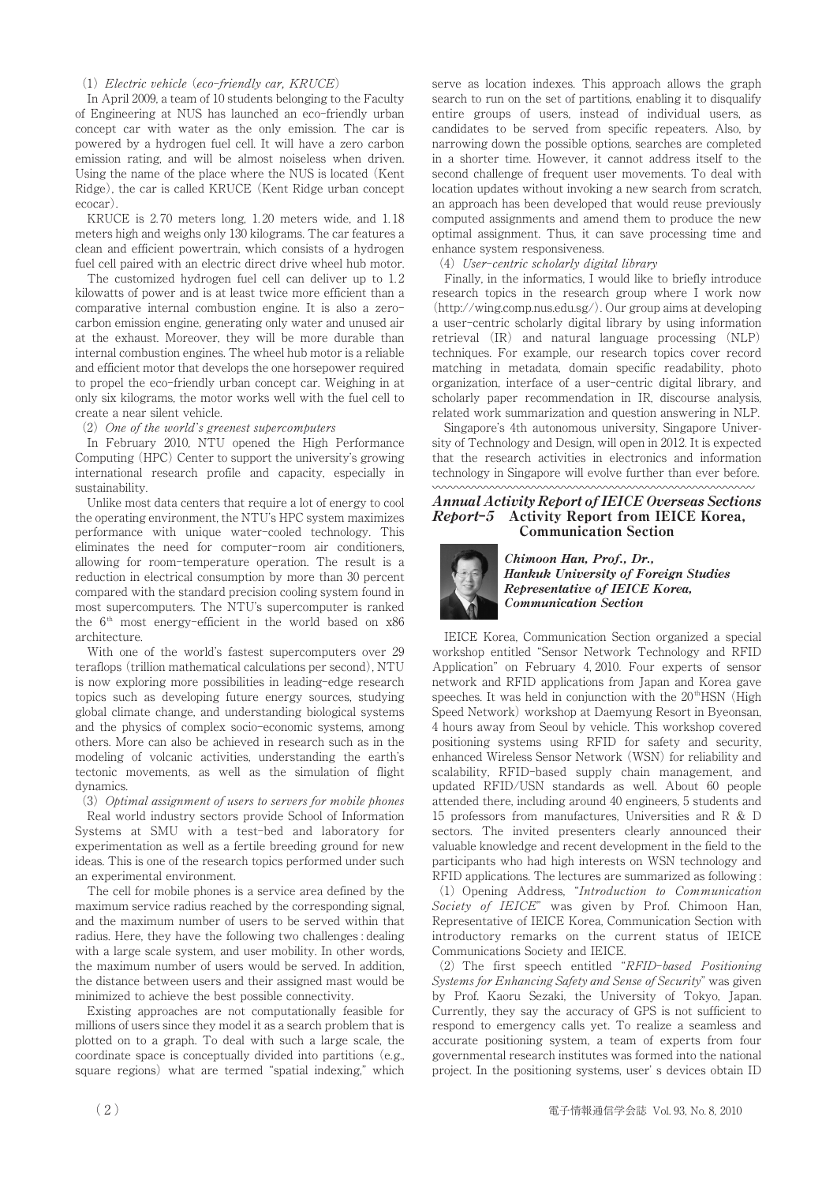(1) *Electric vehicle (eco-friendly car, KRUCE)*

In April 2009, a team of 10 students belonging to the Faculty of Engineering at NUS has launched an eco-friendly urban concept car with water as the only emission. The car is powered by a hydrogen fuel cell. It will have a zero carbon emission rating, and will be almost noiseless when driven. Using the name of the place where the NUS is located (Kent Ridge), the car is called KRUCE (Kent Ridge urban concept ecocar).

KRUCE is 2.70 meters long, 1.20 meters wide, and 1.18 meters high and weighs only 130 kilograms. The car features a clean and efficient powertrain, which consists of a hydrogen fuel cell paired with an electric direct drive wheel hub motor.

The customized hydrogen fuel cell can deliver up to 1.2 kilowatts of power and is at least twice more efficient than a comparative internal combustion engine. It is also a zero-carbon emission engine, generating only water and unused air at the exhaust. Moreover, they will be more durable than internal combustion engines. The wheel hub motor is a reliable and efficient motor that develops the one horsepower required to propel the eco-friendly urban concept car. Weighing in at only six kilograms, the motor works well with the fuel cell to create a near silent vehicle.

(2) *One of the world's greenest supercomputers*

In February 2010, NTU opened the High Performance Computing (HPC) Center to support the university's growing international research profile and capacity, especially in sustainability.

Unlike most data centers that require a lot of energy to cool the operating environment, the NTU's HPC system maximizes performance with unique water-cooled technology. This eliminates the need for computer-room air conditioners, allowing for room-temperature operation. The result is a reduction in electrical consumption by more than 30 percent compared with the standard precision cooling system found in most supercomputers. The NTU's supercomputer is ranked the 6th most energy-efficient in the world based on x86 architecture.

With one of the world's fastest supercomputers over 29 teraflops (trillion mathematical calculations per second), NTU is now exploring more possibilities in leading-edge research topics such as developing future energy sources, studying global climate change, and understanding biological systems and the physics of complex socio-economic systems, among others. More can also be achieved in research such as in the modeling of volcanic activities, understanding the earth's tectonic movements, as well as the simulation of flight dynamics.

(3) *Optimal assignment of users to servers for mobile phones*

Real world industry sectors provide School of Information Systems at SMU with a test-bed and laboratory for experimentation as well as a fertile breeding ground for new ideas. This is one of the research topics performed under such an experimental environment.

The cell for mobile phones is a service area defined by the maximum service radius reached by the corresponding signal, and the maximum number of users to be served within that radius. Here, they have the following two challenges: dealing with a large scale system, and user mobility. In other words, the maximum number of users would be served. In addition, the distance between users and their assigned mast would be minimized to achieve the best possible connectivity.

Existing approaches are not computationally feasible for millions of users since they model it as a search problem that is plotted on to a graph. To deal with such a large scale, the coordinate space is conceptually divided into partitions (e.g., square regions) what are termed "spatial indexing," which serve as location indexes. This approach allows the graph search to run on the set of partitions, enabling it to disqualify entire groups of users, instead of individual users, as candidates to be served from specific repeaters. Also, by narrowing down the possible options, searches are completed in a shorter time. However, it cannot address itself to the second challenge of frequent user movements. To deal with location updates without invoking a new search from scratch, an approach has been developed that would reuse previously computed assignments and amend them to produce the new optimal assignment. Thus, it can save processing time and enhance system responsiveness.

(4) *User-centric scholarly digital library*

Finally, in the informatics, I would like to briefly introduce research topics in the research group where I work now (http://wing.comp.nus.edu.sg/). Our group aims at developing a user-centric scholarly digital library by using information retrieval (IR) and natural language processing (NLP) techniques. For example, our research topics cover record matching in metadata, domain specific readability, photo organization, interface of a user-centric digital library, and scholarly paper recommendation in IR, discourse analysis, related work summarization and question answering in NLP.

Singapore's 4th autonomous university, Singapore University of Technology and Design, will open in 2012. It is expected that the research activities in electronics and information technology in Singapore will evolve further than ever before.

## *Annual Activity Report of IEICE Overseas Sections* *Report-5* Activity Report from IEICE Korea, Communication Section

***Chimoon Han, Prof., Dr.,***
***Hankuk University of Foreign Studies***
***Representative of IEICE Korea, Communication Section***

IEICE Korea, Communication Section organized a special workshop entitled "Sensor Network Technology and RFID Application" on February 4, 2010. Four experts of sensor network and RFID applications from Japan and Korea gave speeches. It was held in conjunction with the 20th HSN (High Speed Network) workshop at Daemyung Resort in Byeonsan, 4 hours away from Seoul by vehicle. This workshop covered positioning systems using RFID for safety and security, enhanced Wireless Sensor Network (WSN) for reliability and scalability, RFID-based supply chain management, and updated RFID/USN standards as well. About 60 people attended there, including around 40 engineers, 5 students and 15 professors from manufactures, Universities and R & D sectors. The invited presenters clearly announced their valuable knowledge and recent development in the field to the participants who had high interests on WSN technology and RFID applications. The lectures are summarized as following:

(1) Opening Address, "*Introduction to Communication Society of IEICE*" was given by Prof. Chimoon Han, Representative of IEICE Korea, Communication Section with introductory remarks on the current status of IEICE Communications Society and IEICE.

(2) The first speech entitled "*RFID-based Positioning Systems for Enhancing Safety and Sense of Security*" was given by Prof. Kaoru Sezaki, the University of Tokyo, Japan. Currently, they say the accuracy of GPS is not sufficient to respond to emergency calls yet. To realize a seamless and accurate positioning system, a team of experts from four governmental research institutes was formed into the national project. In the positioning systems, user' s devices obtain ID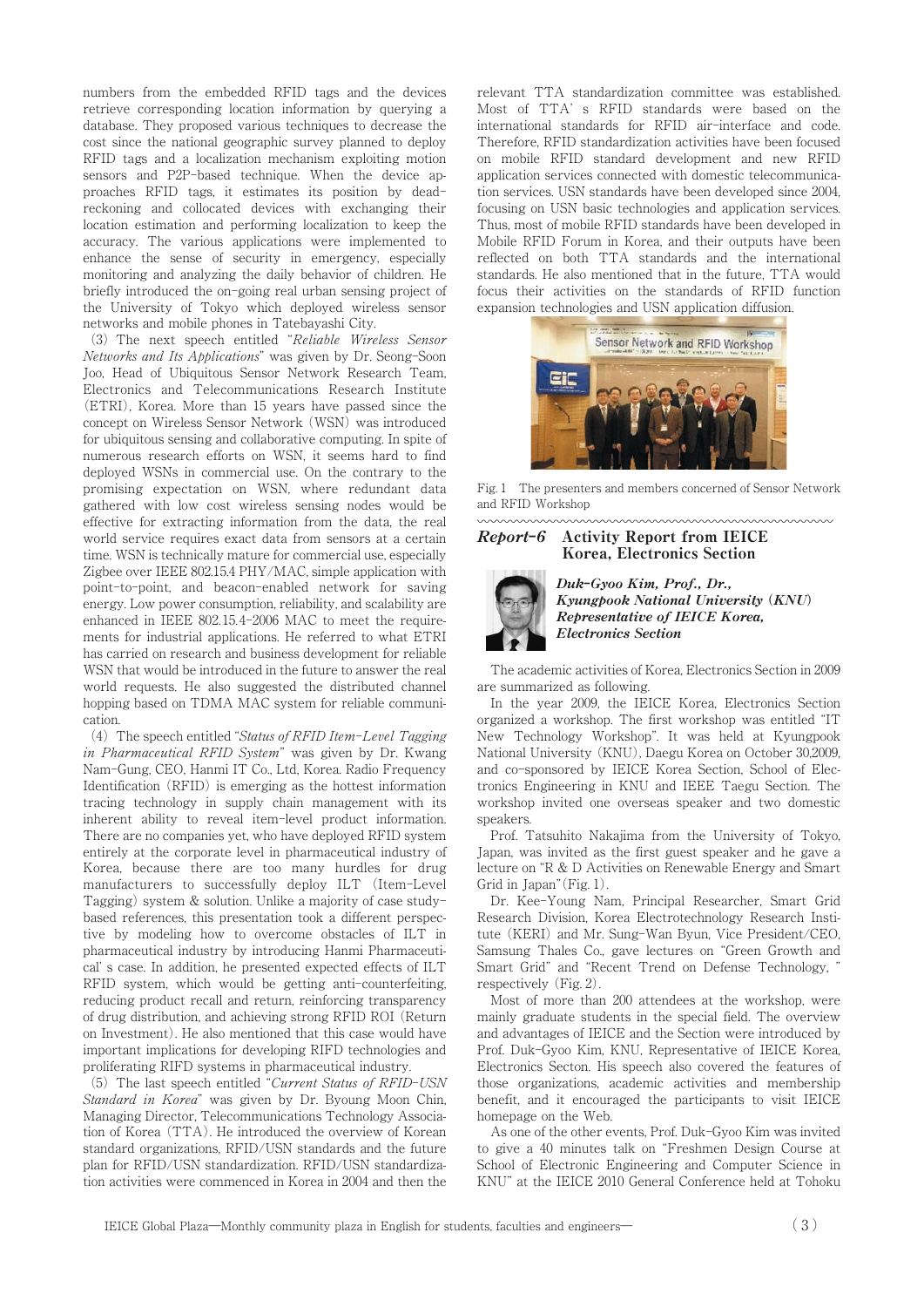numbers from the embedded RFID tags and the devices retrieve corresponding location information by querying a database. They proposed various techniques to decrease the cost since the national geographic survey planned to deploy RFID tags and a localization mechanism exploiting motion sensors and P2P-based technique. When the device approaches RFID tags, it estimates its position by dead-reckoning and collocated devices with exchanging their location estimation and performing localization to keep the accuracy. The various applications were implemented to enhance the sense of security in emergency, especially monitoring and analyzing the daily behavior of children. He briefly introduced the on-going real urban sensing project of the University of Tokyo which deployed wireless sensor networks and mobile phones in Tatebayashi City.

(3) The next speech entitled "*Reliable Wireless Sensor Networks and Its Applications*" was given by Dr. Seong-Soon Joo, Head of Ubiquitous Sensor Network Research Team, Electronics and Telecommunications Research Institute (ETRI), Korea. More than 15 years have passed since the concept on Wireless Sensor Network (WSN) was introduced for ubiquitous sensing and collaborative computing. In spite of numerous research efforts on WSN, it seems hard to find deployed WSNs in commercial use. On the contrary to the promising expectation on WSN, where redundant data gathered with low cost wireless sensing nodes would be effective for extracting information from the data, the real world service requires exact data from sensors at a certain time. WSN is technically mature for commercial use, especially Zigbee over IEEE 802.15.4 PHY/MAC, simple application with point-to-point, and beacon-enabled network for saving energy. Low power consumption, reliability, and scalability are enhanced in IEEE 802.15.4-2006 MAC to meet the requirements for industrial applications. He referred to what ETRI has carried on research and business development for reliable WSN that would be introduced in the future to answer the real world requests. He also suggested the distributed channel hopping based on TDMA MAC system for reliable communication.

(4) The speech entitled "*Status of RFID Item-Level Tagging in Pharmaceutical RFID System*" was given by Dr. Kwang Nam-Gung, CEO, Hanmi IT Co., Ltd, Korea. Radio Frequency Identification (RFID) is emerging as the hottest information tracing technology in supply chain management with its inherent ability to reveal item-level product information. There are no companies yet, who have deployed RFID system entirely at the corporate level in pharmaceutical industry of Korea, because there are too many hurdles for drug manufacturers to successfully deploy ILT (Item-Level Tagging) system & solution. Unlike a majority of case study-based references, this presentation took a different perspective by modeling how to overcome obstacles of ILT in pharmaceutical industry by introducing Hanmi Pharmaceutical' s case. In addition, he presented expected effects of ILT RFID system, which would be getting anti-counterfeiting, reducing product recall and return, reinforcing transparency of drug distribution, and achieving strong RFID ROI (Return on Investment). He also mentioned that this case would have important implications for developing RIFD technologies and proliferating RIFD systems in pharmaceutical industry.

(5) The last speech entitled "*Current Status of RFID-USN Standard in Korea*" was given by Dr. Byoung Moon Chin, Managing Director, Telecommunications Technology Association of Korea (TTA). He introduced the overview of Korean standard organizations, RFID/USN standards and the future plan for RFID/USN standardization. RFID/USN standardization activities were commenced in Korea in 2004 and then the relevant TTA standardization committee was established. Most of TTA' s RFID standards were based on the international standards for RFID air-interface and code. Therefore, RFID standardization activities have been focused on mobile RFID standard development and new RFID application services connected with domestic telecommunication services. USN standards have been developed since 2004, focusing on USN basic technologies and application services. Thus, most of mobile RFID standards have been developed in Mobile RFID Forum in Korea, and their outputs have been reflected on both TTA standards and the international standards. He also mentioned that in the future, TTA would focus their activities on the standards of RFID function expansion technologies and USN application diffusion.

Fig. 1 The presenters and members concerned of Sensor Network and RFID Workshop

## *Report-6* Activity Report from IEICE Korea, Electronics Section

***Duk-Gyoo Kim, Prof., Dr., Kyungpook National University (KNU) Representative of IEICE Korea, Electronics Section***

The academic activities of Korea, Electronics Section in 2009 are summarized as following.

In the year 2009, the IEICE Korea, Electronics Section organized a workshop. The first workshop was entitled "IT New Technology Workshop". It was held at Kyungpook National University (KNU), Daegu Korea on October 30,2009, and co-sponsored by IEICE Korea Section, School of Electronics Engineering in KNU and IEEE Taegu Section. The workshop invited one overseas speaker and two domestic speakers.

Prof. Tatsuhito Nakajima from the University of Tokyo, Japan, was invited as the first guest speaker and he gave a lecture on "R & D Activities on Renewable Energy and Smart Grid in Japan"(Fig. 1).

Dr. Kee-Young Nam, Principal Researcher, Smart Grid Research Division, Korea Electrotechnology Research Institute (KERI) and Mr. Sung-Wan Byun, Vice President/CEO, Samsung Thales Co., gave lectures on "Green Growth and Smart Grid" and "Recent Trend on Defense Technology, " respectively (Fig. 2).

Most of more than 200 attendees at the workshop, were mainly graduate students in the special field. The overview and advantages of IEICE and the Section were introduced by Prof. Duk-Gyoo Kim, KNU, Representative of IEICE Korea, Electronics Secton. His speech also covered the features of those organizations, academic activities and membership benefit, and it encouraged the participants to visit IEICE homepage on the Web.

As one of the other events, Prof. Duk-Gyoo Kim was invited to give a 40 minutes talk on "Freshmen Design Course at School of Electronic Engineering and Computer Science in KNU" at the IEICE 2010 General Conference held at Tohoku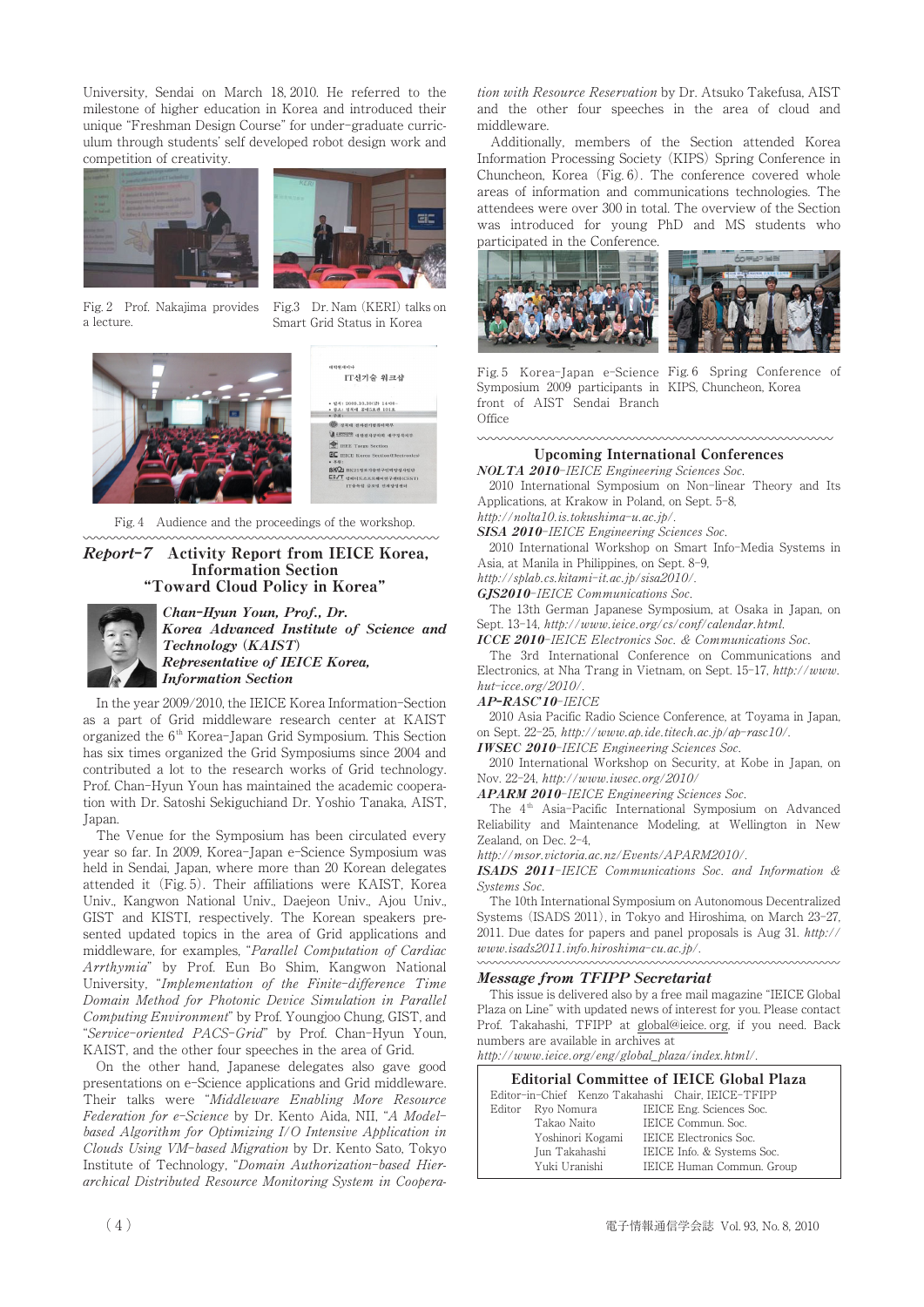University, Sendai on March 18, 2010. He referred to the milestone of higher education in Korea and introduced their unique "Freshman Design Course" for under-graduate curriculum through students' self developed robot design work and competition of creativity.

Fig. 2 Prof. Nakajima provides a lecture.

Fig.3 Dr. Nam (KERI) talks on Smart Grid Status in Korea

Fig. 4 Audience and the proceedings of the workshop.

## *Report–7* Activity Report from IEICE Korea, Information Section "Toward Cloud Policy in Korea"

***Chan-Hyun Youn, Prof., Dr.***
***Korea Advanced Institute of Science and Technology (KAIST)***
***Representative of IEICE Korea, Information Section***

In the year 2009/2010, the IEICE Korea Information-Section as a part of Grid middleware research center at KAIST organized the 6th Korea-Japan Grid Symposium. This Section has six times organized the Grid Symposiums since 2004 and contributed a lot to the research works of Grid technology. Prof. Chan-Hyun Youn has maintained the academic cooperation with Dr. Satoshi Sekiguchiand Dr. Yoshio Tanaka, AIST, Japan.

The Venue for the Symposium has been circulated every year so far. In 2009, Korea-Japan e-Science Symposium was held in Sendai, Japan, where more than 20 Korean delegates attended it (Fig. 5). Their affiliations were KAIST, Korea Univ., Kangwon National Univ., Daejeon Univ., Ajou Univ., GIST and KISTI, respectively. The Korean speakers presented updated topics in the area of Grid applications and middleware, for examples, "*Parallel Computation of Cardiac Arrthymia*" by Prof. Eun Bo Shim, Kangwon National University, "*Implementation of the Finite-difference Time Domain Method for Photonic Device Simulation in Parallel Computing Environment*" by Prof. Youngjoo Chung, GIST, and "*Service-oriented PACS-Grid*" by Prof. Chan-Hyun Youn, KAIST, and the other four speeches in the area of Grid.

On the other hand, Japanese delegates also gave good presentations on e-Science applications and Grid middleware. Their talks were "*Middleware Enabling More Resource Federation for e-Science* by Dr. Kento Aida, NII, "*A Model-based Algorithm for Optimizing I/O Intensive Application in Clouds Using VM-based Migration* by Dr. Kento Sato, Tokyo Institute of Technology, "*Domain Authorization-based Hierarchical Distributed Resource Monitoring System in Cooperation with Resource Reservation* by Dr. Atsuko Takefusa, AIST and the other four speeches in the area of cloud and middleware.

Additionally, members of the Section attended Korea Information Processing Society (KIPS) Spring Conference in Chuncheon, Korea (Fig. 6). The conference covered whole areas of information and communications technologies. The attendees were over 300 in total. The overview of the Section was introduced for young PhD and MS students who participated in the Conference.

Fig. 5 Korea-Japan e-Science Symposium 2009 participants in front of AIST Sendai Branch Office

Fig. 6 Spring Conference of KIPS, Chuncheon, Korea

### Upcoming International Conferences

***NOLTA 2010****–IEICE Engineering Sciences Soc.*
2010 International Symposium on Non-linear Theory and Its Applications, at Krakow in Poland, on Sept. 5–8,
*http://nolta10.is.tokushima-u.ac.jp/*.

***SISA 2010****–IEICE Engineering Sciences Soc.*
2010 International Workshop on Smart Info-Media Systems in Asia, at Manila in Philippines, on Sept. 8–9,
*http://splab.cs.kitami-it.ac.jp/sisa2010/*.

***GJS2010****–IEICE Communications Soc.*
The 13th German Japanese Symposium, at Osaka in Japan, on Sept. 13–14, *http://www.ieice.org/cs/conf/calendar.html*.

***ICCE 2010****–IEICE Electronics Soc. & Communications Soc.*
The 3rd International Conference on Communications and Electronics, at Nha Trang in Vietnam, on Sept. 15–17, *http://www.hut-icce.org/2010/*.

***AP-RASC'10****–IEICE*
2010 Asia Pacific Radio Science Conference, at Toyama in Japan, on Sept. 22–25, *http://www.ap.ide.titech.ac.jp/ap-rasc10/*.

***IWSEC 2010****–IEICE Engineering Sciences Soc.*
2010 International Workshop on Security, at Kobe in Japan, on Nov. 22–24, *http://www.iwsec.org/2010/*

***APARM 2010****–IEICE Engineering Sciences Soc.*
The 4th Asia-Pacific International Symposium on Advanced Reliability and Maintenance Modeling, at Wellington in New Zealand, on Dec. 2–4,
*http://msor.victoria.ac.nz/Events/APARM2010/*.

***ISADS 2011****–IEICE Communications Soc. and Information & Systems Soc.*
The 10th International Symposium on Autonomous Decentralized Systems (ISADS 2011), in Tokyo and Hiroshima, on March 23–27, 2011. Due dates for papers and panel proposals is Aug 31. *http://www.isads2011.info.hiroshima-cu.ac.jp/*.

### *Message from TFIPP Secretariat*

This issue is delivered also by a free mail magazine "IEICE Global Plaza on Line" with updated news of interest for you. Please contact Prof. Takahashi, TFIPP at global@ieice.org, if you need. Back numbers are available in archives at
*http://www.ieice.org/eng/global_plaza/index.html/*.

### Editorial Committee of IEICE Global Plaza

| | | |
|---|---|---|
| Editor-in-Chief | Kenzo Takahashi | Chair, IEICE-TFIPP |
| Editor | Ryo Nomura | IEICE Eng. Sciences Soc. |
| | Takao Naito | IEICE Commun. Soc. |
| | Yoshinori Kogami | IEICE Electronics Soc. |
| | Jun Takahashi | IEICE Info. & Systems Soc. |
| | Yuki Uranishi | IEICE Human Commun. Group |